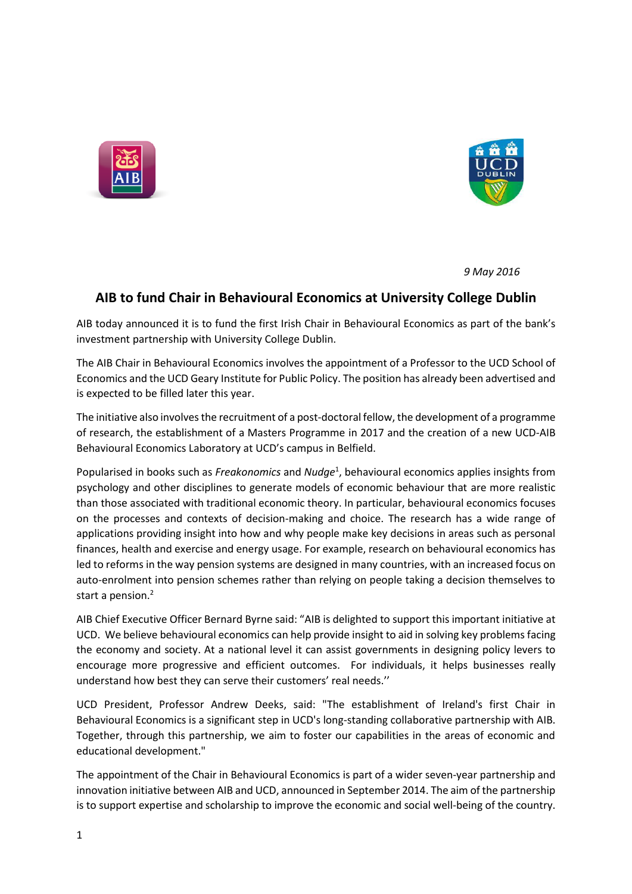*9 May 2016*

## AIB to fund Chair in Behavioural Economics at University College Dublin

AIB today announced it is to fund the first Irish Chair in Behavioural Economics as part of the bank's investment partnership with University College Dublin.

The AIB Chair in Behavioural Economics involves the appointment of a Professor to the UCD School of Economics and the UCD Geary Institute for Public Policy. The position has already been advertised and is expected to be filled later this year.

The initiative also involves the recruitment of a post-doctoral fellow, the development of a programme of research, the establishment of a Masters Programme in 2017 and the creation of a new UCD-AIB Behavioural Economics Laboratory at UCD's campus in Belfield.

Popularised in books such as *Freakonomics* and *Nudge*[1], behavioural economics applies insights from psychology and other disciplines to generate models of economic behaviour that are more realistic than those associated with traditional economic theory. In particular, behavioural economics focuses on the processes and contexts of decision-making and choice. The research has a wide range of applications providing insight into how and why people make key decisions in areas such as personal finances, health and exercise and energy usage. For example, research on behavioural economics has led to reforms in the way pension systems are designed in many countries, with an increased focus on auto-enrolment into pension schemes rather than relying on people taking a decision themselves to start a pension.[2]

AIB Chief Executive Officer Bernard Byrne said: "AIB is delighted to support this important initiative at UCD. We believe behavioural economics can help provide insight to aid in solving key problems facing the economy and society. At a national level it can assist governments in designing policy levers to encourage more progressive and efficient outcomes. For individuals, it helps businesses really understand how best they can serve their customers' real needs.''

UCD President, Professor Andrew Deeks, said: "The establishment of Ireland's first Chair in Behavioural Economics is a significant step in UCD's long-standing collaborative partnership with AIB. Together, through this partnership, we aim to foster our capabilities in the areas of economic and educational development."

The appointment of the Chair in Behavioural Economics is part of a wider seven-year partnership and innovation initiative between AIB and UCD, announced in September 2014. The aim of the partnership is to support expertise and scholarship to improve the economic and social well-being of the country.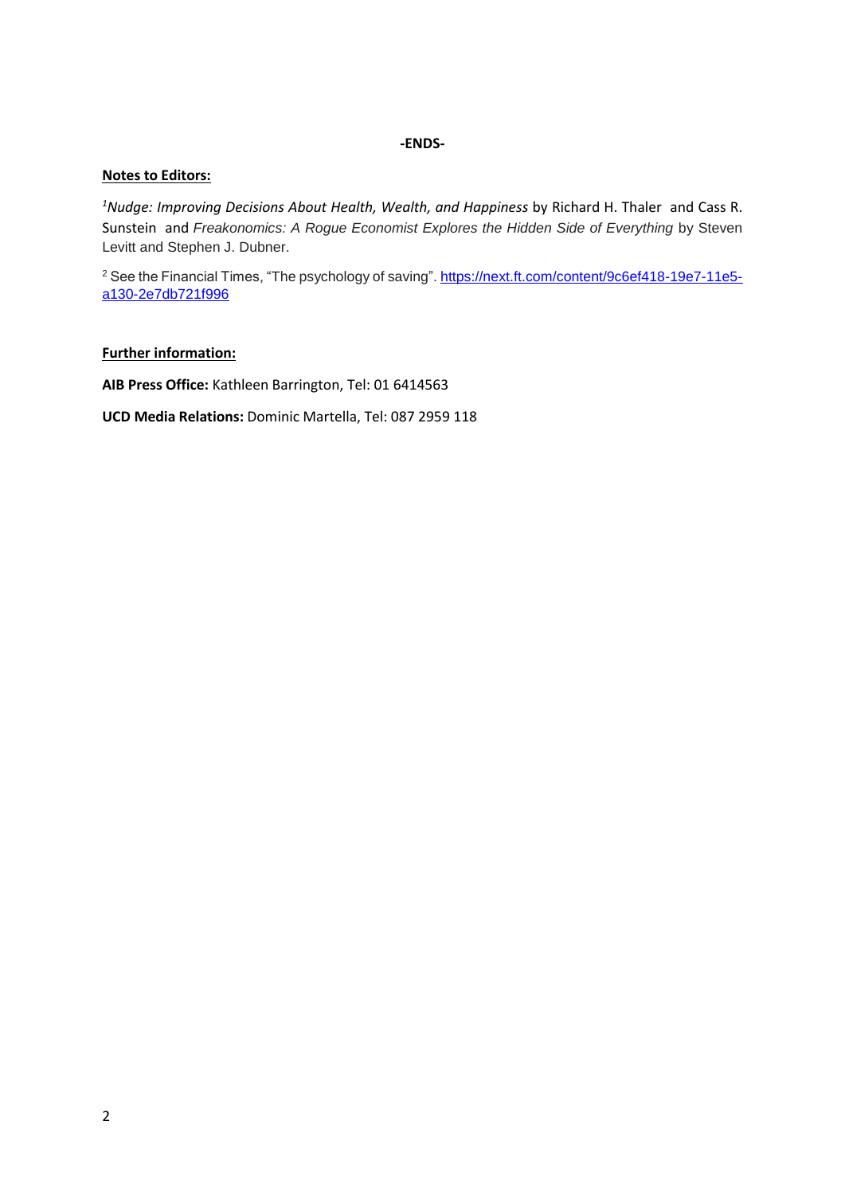**-ENDS-**

**Notes to Editors:**

[1]*Nudge: Improving Decisions About Health, Wealth, and Happiness* by Richard H. Thaler and Cass R. Sunstein and *Freakonomics: A Rogue Economist Explores the Hidden Side of Everything* by Steven Levitt and Stephen J. Dubner.

[2] See the Financial Times, "The psychology of saving". [https://next.ft.com/content/9c6ef418-19e7-11e5-a130-2e7db721f996](https://next.ft.com/content/9c6ef418-19e7-11e5-a130-2e7db721f996)

**Further information:**

**AIB Press Office:** Kathleen Barrington, Tel: 01 6414563

**UCD Media Relations:** Dominic Martella, Tel: 087 2959 118